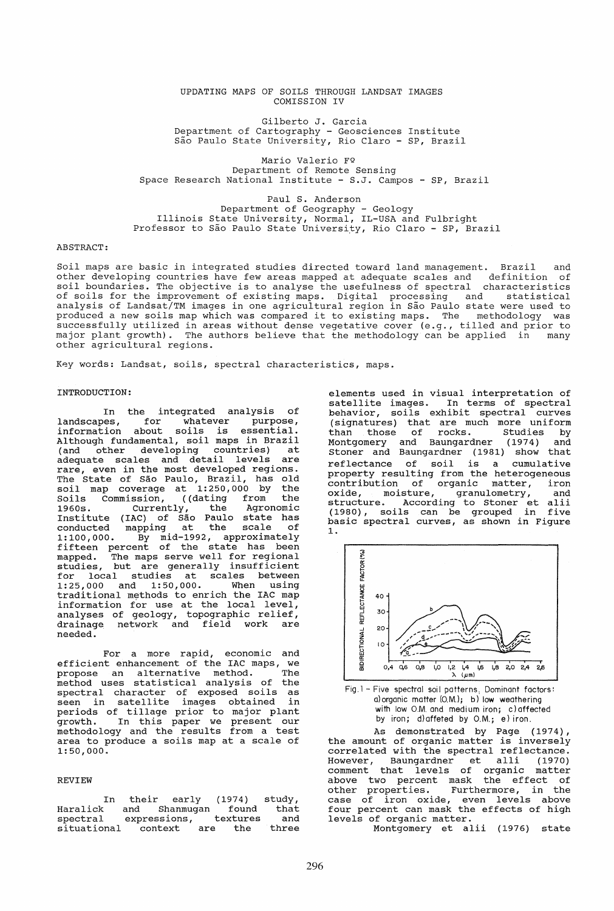# UPDATING MAPS OF SOILS THROUGH LANDSAT IMAGES
COMISSION IV

Gilberto J. Garcia
Department of Cartography - Geosciences Institute
São Paulo State University, Rio Claro - SP, Brazil

Mario Valerio Fº
Department of Remote Sensing
Space Research National Institute - S.J. Campos - SP, Brazil

Paul S. Anderson
Department of Geography - Geology
Illinois State University, Normal, IL-USA and Fulbright
Professor to São Paulo State University, Rio Claro - SP, Brazil

ABSTRACT:

Soil maps are basic in integrated studies directed toward land management. Brazil and other developing countries have few areas mapped at adequate scales and definition of soil boundaries. The objective is to analyse the usefulness of spectral characteristics of soils for the improvement of existing maps. Digital processing and statistical analysis of Landsat/TM images in one agricultural region in São Paulo state were used to produced a new soils map which was compared it to existing maps. The methodology was successfully utilized in areas without dense vegetative cover (e.g., tilled and prior to major plant growth). The authors believe that the methodology can be applied in many other agricultural regions.

Key words: Landsat, soils, spectral characteristics, maps.

## INTRODUCTION:

In the integrated analysis of landscapes, for whatever purpose, information about soils is essential. Although fundamental, soil maps in Brazil (and other developing countries) at adequate scales and detail levels are rare, even in the most developed regions. The State of São Paulo, Brazil, has old soil map coverage at 1:250,000 by the Soils Commission, ((dating from the 1960s. Currently, the Agronomic Institute (IAC) of São Paulo state has conducted mapping at the scale of 1:100,000. By mid-1992, approximately fifteen percent of the state has been mapped. The maps serve well for regional studies, but are generally insufficient for local studies at scales between 1:25,000 and 1:50,000. When using traditional methods to enrich the IAC map information for use at the local level, analyses of geology, topographic relief, drainage network and field work are needed.

For a more rapid, economic and efficient enhancement of the IAC maps, we propose an alternative method. The method uses statistical analysis of the spectral character of exposed soils as seen in satellite images obtained in periods of tillage prior to major plant growth. In this paper we present our methodology and the results from a test area to produce a soils map at a scale of 1:50,000.

## REVIEW

In their early (1974) study, Haralick and Shanmugan found that spectral expressions, textures and situational context are the three elements used in visual interpretation of satellite images. In terms of spectral behavior, soils exhibit spectral curves (signatures) that are much more uniform than those of rocks. Studies by Montgomery and Baungardner (1974) and Stoner and Baungardner (1981) show that reflectance of soil is a cumulative property resulting from the heterogeneous contribution of organic matter, iron oxide, moisture, granulometry, and structure. According to Stoner et alii (1980), soils can be grouped in five basic spectral curves, as shown in Figure 1.

Fig.1 - Five spectral soil patterns. Dominant factors: a) organic matter (O.M.); b) low weathering with low O.M. and medium iron; c) affected by iron; d) affeted by O.M.; e) iron.

As demonstrated by Page (1974), the amount of organic matter is inversely correlated with the spectral reflectance. However, Baungardner et alli (1970) comment that levels of organic matter above two percent mask the effect of other properties. Furthermore, in the case of iron oxide, even levels above four percent can mask the effects of high levels of organic matter.

Montgomery et alii (1976) state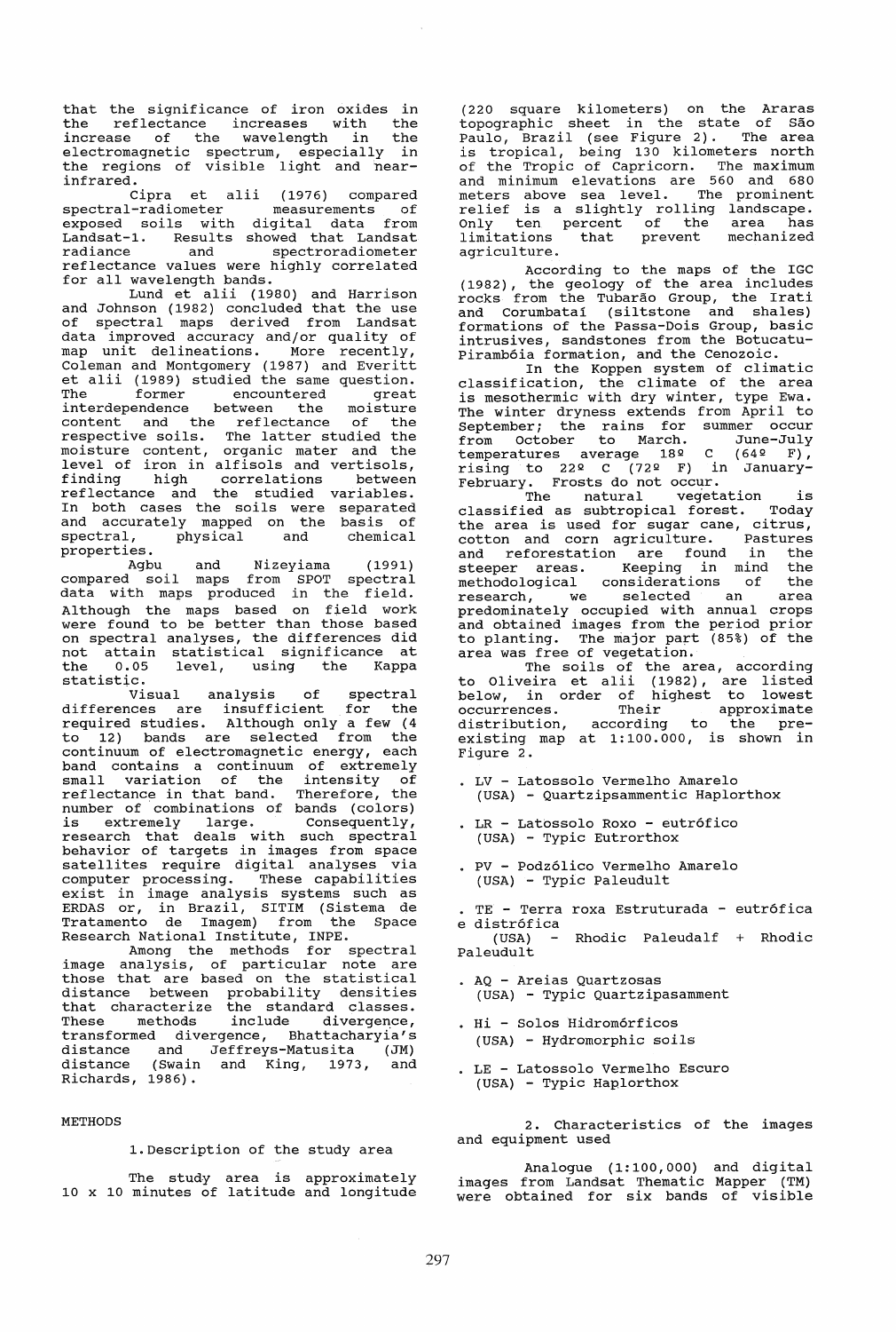that the significance of iron oxides in the reflectance increases with the increase of the wavelength in the electromagnetic spectrum, especially in the regions of visible light and near-infrared.

Cipra et alii (1976) compared spectral-radiometer measurements of exposed soils with digital data from Landsat-1. Results showed that Landsat radiance and spectroradiometer reflectance values were highly correlated for all wavelength bands.

Lund et alii (1980) and Harrison and Johnson (1982) concluded that the use of spectral maps derived from Landsat data improved accuracy and/or quality of map unit delineations. More recently, Coleman and Montgomery (1987) and Everitt et alii (1989) studied the same question. The former encountered great interdependence between the moisture content and the reflectance of the respective soils. The latter studied the moisture content, organic mater and the level of iron in alfisols and vertisols, finding high correlations between reflectance and the studied variables. In both cases the soils were separated and accurately mapped on the basis of spectral, physical and chemical properties.

Agbu and Nizeyiama (1991) compared soil maps from SPOT spectral data with maps produced in the field. Although the maps based on field work were found to be better than those based on spectral analyses, the differences did not attain statistical significance at the 0.05 level, using the Kappa statistic.

Visual analysis of spectral differences are insufficient for the required studies. Although only a few (4 to 12) bands are selected from the continuum of electromagnetic energy, each band contains a continuum of extremely small variation of the intensity of reflectance in that band. Therefore, the number of combinations of bands (colors) is extremely large. Consequently, research that deals with such spectral behavior of targets in images from space satellites require digital analyses via computer processing. These capabilities exist in image analysis systems such as ERDAS or, in Brazil, SITIM (Sistema de Tratamento de Imagem) from the Space Research National Institute, INPE.

Among the methods for spectral image analysis, of particular note are those that are based on the statistical distance between probability densities that characterize the standard classes. These methods include divergence, transformed divergence, Bhattacharyia's distance and Jeffreys-Matusita (JM) distance (Swain and King, 1973, and Richards, 1986).

## METHODS

### 1. Description of the study area

The study area is approximately 10 x 10 minutes of latitude and longitude (220 square kilometers) on the Araras topographic sheet in the state of São Paulo, Brazil (see Figure 2). The area is tropical, being 130 kilometers north of the Tropic of Capricorn. The maximum and minimum elevations are 560 and 680 meters above sea level. The prominent relief is a slightly rolling landscape. Only ten percent of the area has limitations that prevent mechanized agriculture.

According to the maps of the IGC (1982), the geology of the area includes rocks from the Tubarão Group, the Irati and Corumbataí (siltstone and shales) formations of the Passa-Dois Group, basic intrusives, sandstones from the Botucatu-Pirambóia formation, and the Cenozoic.

In the Koppen system of climatic classification, the climate of the area is mesothermic with dry winter, type Ewa. The winter dryness extends from April to September; the rains for summer occur from October to March. June-July temperatures average 18º C (64º F), rising to 22º C (72º F) in January-February. Frosts do not occur.

The natural vegetation is classified as subtropical forest. Today the area is used for sugar cane, citrus, cotton and corn agriculture. Pastures and reforestation are found in the steeper areas. Keeping in mind the methodological considerations of the research, we selected an area predominately occupied with annual crops and obtained images from the period prior to planting. The major part (85%) of the area was free of vegetation.

The soils of the area, according to Oliveira et alii (1982), are listed below, in order of highest to lowest occurrences. Their approximate distribution, according to the pre-existing map at 1:100.000, is shown in Figure 2.

- LV - Latossolo Vermelho Amarelo (USA) - Quartzipsammentic Haplorthox
- LR - Latossolo Roxo - eutrófico (USA) - Typic Eutrorthox
- PV - Podzólico Vermelho Amarelo (USA) - Typic Paleudult
- TE - Terra roxa Estruturada - eutrófica e distrófica (USA) - Rhodic Paleudalf + Rhodic Paleudult
- AQ - Areias Quartzosas (USA) - Typic Quartzipasamment
- Hi - Solos Hidromórficos (USA) - Hydromorphic soils
- LE - Latossolo Vermelho Escuro (USA) - Typic Haplorthox

### 2. Characteristics of the images and equipment used

Analogue (1:100,000) and digital images from Landsat Thematic Mapper (TM) were obtained for six bands of visible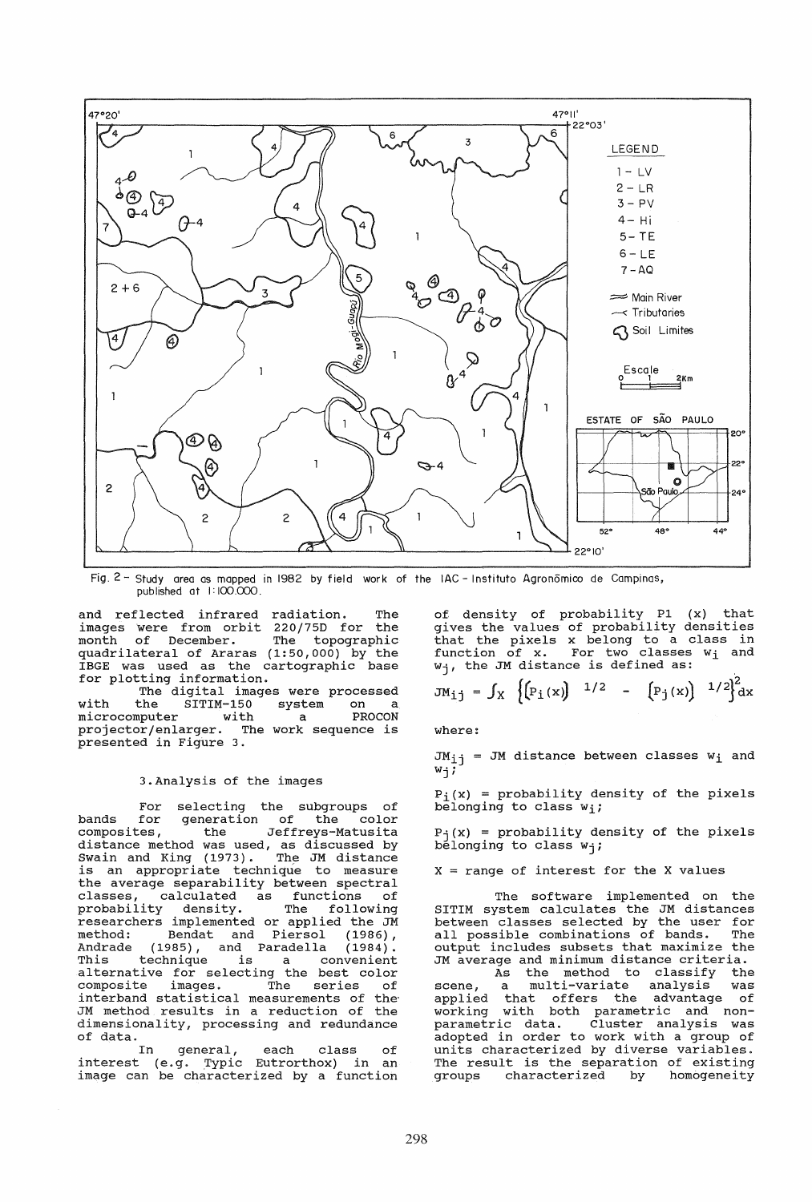Fig. 2 - Study area as mapped in 1982 by field work of the IAC - Instituto Agronômico de Campinas, published at 1:100.000.

and reflected infrared radiation. The images were from orbit 220/75D for the month of December. The topographic quadrilateral of Araras (1:50,000) by the IBGE was used as the cartographic base for plotting information.

The digital images were processed with the SITIM-150 system on a microcomputer with a PROCON projector/enlarger. The work sequence is presented in Figure 3.

### 3. Analysis of the images

For selecting the subgroups of bands for generation of the color composites, the Jeffreys-Matusita distance method was used, as discussed by Swain and King (1973). The JM distance is an appropriate technique to measure the average separability between spectral classes, calculated as functions of probability density. The following researchers implemented or applied the JM method: Bendat and Piersol (1986), Andrade (1985), and Paradella (1984). This technique is a convenient alternative for selecting the best color composite images. The series of interband statistical measurements of the JM method results in a reduction of the dimensionality, processing and redundance of data.

In general, each class of interest (e.g. Typic Eutrorthox) in an image can be characterized by a function of density of probability P1 (x) that gives the values of probability densities that the pixels x belong to a class in function of x. For two classes $w_i$ and $w_j$, the JM distance is defined as:

$$JM_{ij} = \int_X \left\{ \left[P_i(x)\right]^{1/2} - \left[P_j(x)\right]^{1/2} \right\}^2 dx$$

where:

$JM_{ij}$ = JM distance between classes $w_i$ and $w_j$;

$P_i(x)$ = probability density of the pixels belonging to class $w_i$;

$P_j(x)$ = probability density of the pixels belonging to class $w_j$;

X = range of interest for the X values

The software implemented on the SITIM system calculates the JM distances between classes selected by the user for all possible combinations of bands. The output includes subsets that maximize the JM average and minimum distance criteria.

As the method to classify the scene, a multi-variate analysis was applied that offers the advantage of working with both parametric and non-parametric data. Cluster analysis was adopted in order to work with a group of units characterized by diverse variables. The result is the separation of existing groups characterized by homogeneity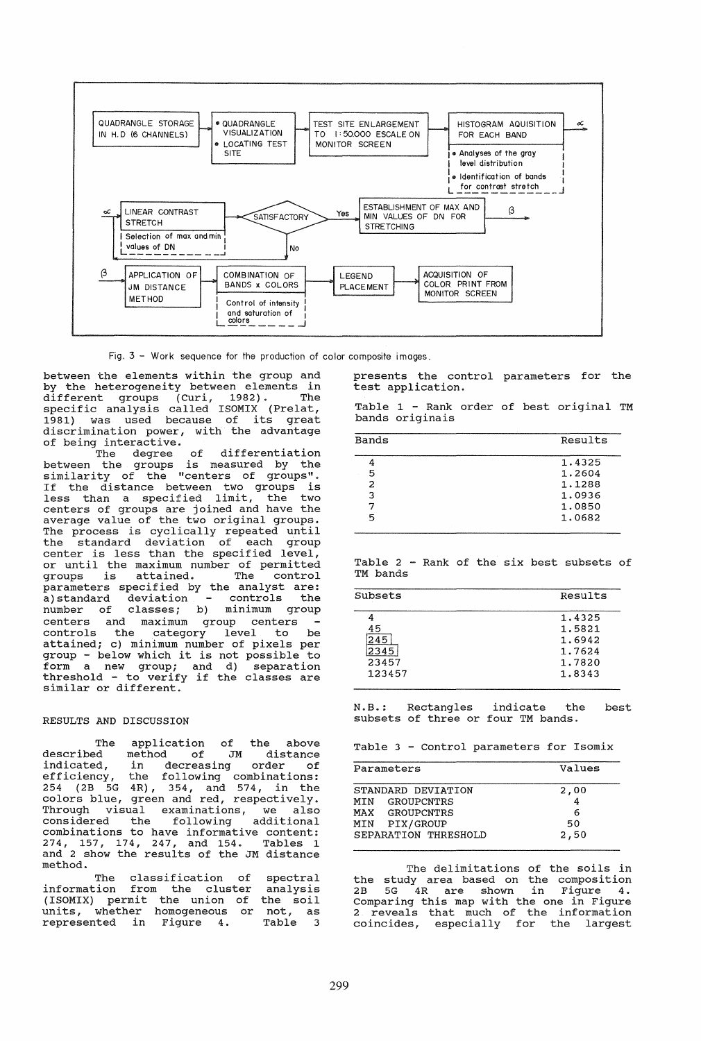Fig. 3 - Work sequence for the production of color composite images.

between the elements within the group and by the heterogeneity between elements in different groups (Curi, 1982). The specific analysis called ISOMIX (Prelat, 1981) was used because of its great discrimination power, with the advantage of being interactive.

The degree of differentiation between the groups is measured by the similarity of the "centers of groups". If the distance between two groups is less than a specified limit, the two centers of groups are joined and have the average value of the two original groups. The process is cyclically repeated until the standard deviation of each group center is less than the specified level, or until the maximum number of permitted groups is attained. The control parameters specified by the analyst are: a) standard deviation - controls the number of classes; b) minimum group centers and maximum group centers - controls the category level to be attained; c) minimum number of pixels per group - below which it is not possible to form a new group; and d) separation threshold - to verify if the classes are similar or different.

## RESULTS AND DISCUSSION

The application of the above described method of JM distance indicated, in decreasing order of efficiency, the following combinations: 254 (2B 5G 4R), 354, and 574, in the colors blue, green and red, respectively. Through visual examinations, we also considered the following additional combinations to have informative content: 274, 157, 174, 247, and 154. Tables 1 and 2 show the results of the JM distance method.

The classification of spectral information from the cluster analysis (ISOMIX) permit the union of the soil units, whether homogeneous or not, as represented in Figure 4. Table 3 presents the control parameters for the test application.

Table 1 - Rank order of best original TM bands originais

| Bands | Results |
|---|---|
| 4 | 1.4325 |
| 5 | 1.2604 |
| 2 | 1.1288 |
| 3 | 1.0936 |
| 7 | 1.0850 |
| 5 | 1.0682 |

Table 2 - Rank of the six best subsets of TM bands

| Subsets | Results |
|---|---|
| 4 | 1.4325 |
| 45 | 1.5821 |
| 245 | 1.6942 |
| 2345 | 1.7624 |
| 23457 | 1.7820 |
| 123457 | 1.8343 |

N.B.: Rectangles indicate the best subsets of three or four TM bands.

Table 3 - Control parameters for Isomix

| Parameters | Values |
|---|---|
| STANDARD DEVIATION | 2,00 |
| MIN GROUPCNTRS | 4 |
| MAX GROUPCNTRS | 6 |
| MIN PIX/GROUP | 50 |
| SEPARATION THRESHOLD | 2,50 |

The delimitations of the soils in the study area based on the composition 2B 5G 4R are shown in Figure 4. Comparing this map with the one in Figure 2 reveals that much of the information coincides, especially for the largest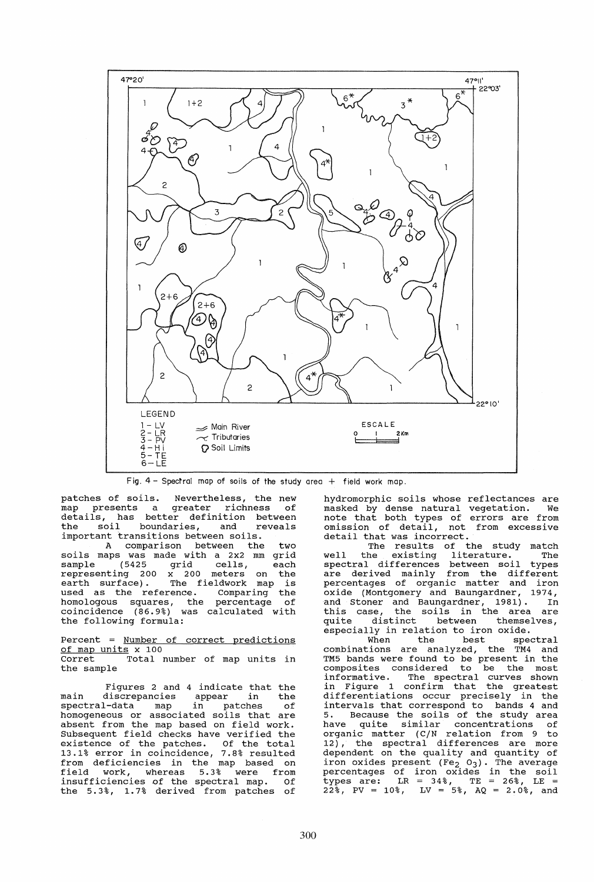Fig. 4 - Spectral map of soils of the study area + field work map.

patches of soils. Nevertheless, the new map presents a greater richness of details, has better definition between the soil boundaries, and reveals important transitions between soils.

A comparison between the two soils maps was made with a 2x2 mm grid sample (5425 grid cells, each representing 200 x 200 meters on the earth surface). The fieldwork map is used as the reference. Comparing the homologous squares, the percentage of coincidence (86.9%) was calculated with the following formula:

Percent = Number of correct predictions of map units x 100 / Total number of map units in the sample

Figures 2 and 4 indicate that the main discrepancies appear in the spectral-data map in patches of homogeneous or associated soils that are absent from the map based on field work. Subsequent field checks have verified the existence of the patches. Of the total 13.1% error in coincidence, 7.8% resulted from deficiencies in the map based on field work, whereas 5.3% were from insufficiencies of the spectral map. Of the 5.3%, 1.7% derived from patches of hydromorphic soils whose reflectances are masked by dense natural vegetation. We note that both types of errors are from omission of detail, not from excessive detail that was incorrect.

The results of the study match well the existing literature. The spectral differences between soil types are derived mainly from the different percentages of organic matter and iron oxide (Montgomery and Baungardner, 1974, and Stoner and Baungardner, 1981). In this case, the soils in the area are quite distinct between themselves, especially in relation to iron oxide.

When the best spectral combinations are analyzed, the TM4 and TM5 bands were found to be present in the composites considered to be the most informative. The spectral curves shown in Figure 1 confirm that the greatest differentiations occur precisely in the intervals that correspond to bands 4 and 5. Because the soils of the study area have quite similar concentrations of organic matter (C/N relation from 9 to 12), the spectral differences are more dependent on the quality and quantity of iron oxides present ($Fe_2O_3$). The average percentages of iron oxides in the soil types are: LR = 34%, TE = 26%, LE = 22%, PV = 10%, LV = 5%, AQ = 2.0%, and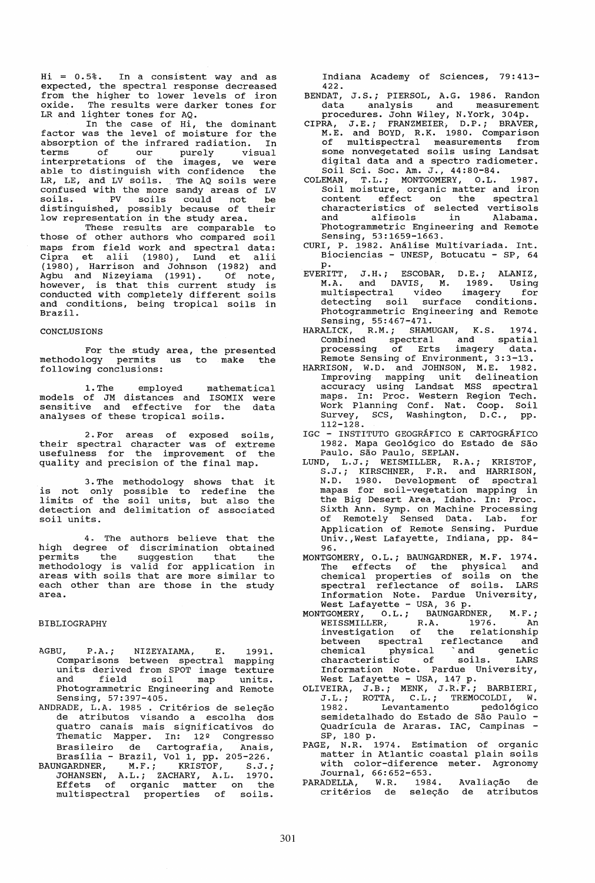Hi = 0.5%. In a consistent way and as expected, the spectral response decreased from the higher to lower levels of iron oxide. The results were darker tones for LR and lighter tones for AQ.

In the case of Hi, the dominant factor was the level of moisture for the absorption of the infrared radiation. In terms of our purely visual interpretations of the images, we were able to distinguish with confidence the LR, LE, and LV soils. The AQ soils were confused with the more sandy areas of LV soils. PV soils could not be distinguished, possibly because of their low representation in the study area.

These results are comparable to those of other authors who compared soil maps from field work and spectral data: Cipra et alii (1980), Lund et alii (1980), Harrison and Johnson (1982) and Agbu and Nizeyiama (1991). Of note, however, is that this current study is conducted with completely different soils and conditions, being tropical soils in Brazil.

## CONCLUSIONS

For the study area, the presented methodology permits us to make the following conclusions:

1. The employed mathematical models of JM distances and ISOMIX were sensitive and effective for the data analyses of these tropical soils.

2. For areas of exposed soils, their spectral character was of extreme usefulness for the improvement of the quality and precision of the final map.

3. The methodology shows that it is not only possible to redefine the limits of the soil units, but also the detection and delimitation of associated soil units.

4. The authors believe that the high degree of discrimination obtained permits the suggestion that the methodology is valid for application in areas with soils that are more similar to each other than are those in the study area.

## BIBLIOGRAPHY

AGBU, P.A.; NIZEYAIAMA, E. 1991. Comparisons between spectral mapping units derived from SPOT image texture and field soil map units. Photogrammetric Engineering and Remote Sensing, 57:397-405.

ANDRADE, L.A. 1985 . Critérios de seleção de atributos visando a escolha dos quatro canais mais significativos do Thematic Mapper. In: 12º Congresso Brasileiro de Cartografia, Anais, Brasília - Brazil, Vol 1, pp. 205-226.

BAUNGARDNER, M.F.; KRISTOF, S.J.; JOHANSEN, A.L.; ZACHARY, A.L. 1970. Effets of organic matter on the multispectral properties of soils. Indiana Academy of Sciences, 79:413-422.

BENDAT, J.S.; PIERSOL, A.G. 1986. Randon data analysis and measurement procedures. John Wiley, N.York, 304p.

CIPRA, J.E.; FRANZMEIER, D.P.; BRAVER, M.E. and BOYD, R.K. 1980. Comparison of multispectral measurements from some nonvegetated soils using Landsat digital data and a spectro radiometer. Soil Sci. Soc. Am. J., 44:80-84.

COLEMAN, T.L.; MONTGOMERY, O.L. 1987. Soil moisture, organic matter and iron content effect on the spectral characteristics of selected vertisols and alfisols in Alabama. Photogrammetric Engineering and Remote Sensing, 53:1659-1663.

CURI, P. 1982. Análise Multivariada. Int. Biociencias - UNESP, Botucatu - SP, 64 p.

EVERITT, J.H.; ESCOBAR, D.E.; ALANIZ, M.A. and DAVIS, M. 1989. Using multispectral video imagery for detecting soil surface conditions. Photogrammetric Engineering and Remote Sensing, 55:467-471.

HARALICK, R.M.; SHAMUGAN, K.S. 1974. Combined spectral and spatial processing of Erts imagery data. Remote Sensing of Environment, 3:3-13.

HARRISON, W.D. and JOHNSON, M.E. 1982. Improving mapping unit delineation accuracy using Landsat MSS spectral maps. In: Proc. Western Region Tech. Work Planning Conf. Nat. Coop. Soil Survey, SCS, Washington, D.C., pp. 112-128.

IGC - INSTITUTO GEOGRÁFICO E CARTOGRÁFICO 1982. Mapa Geológico do Estado de São Paulo. São Paulo, SEPLAN.

LUND, L.J.; WEISMILLER, R.A.; KRISTOF, S.J.; KIRSCHNER, F.R. and HARRISON, N.D. 1980. Development of spectral mapas for soil-vegetation mapping in the Big Desert Area, Idaho. In: Proc. Sixth Ann. Symp. on Machine Processing of Remotely Sensed Data. Lab. for Application of Remote Sensing. Purdue Univ.,West Lafayette, Indiana, pp. 84-96.

MONTGOMERY, O.L.; BAUNGARDNER, M.F. 1974. The effects of the physical and chemical properties of soils on the spectral reflectance of soils. LARS Information Note. Pardue University, West Lafayette - USA, 36 p.

MONTGOMERY, O.L.; BAUNGARDNER, M.F.; WEISSMILLER, R.A. 1976. An investigation of the relationship between spectral reflectance and chemical physical and genetic characteristic of soils. LARS Information Note. Pardue University, West Lafayette - USA, 147 p.

OLIVEIRA, J.B.; MENK, J.R.F.; BARBIERI, J.L.; ROTTA, C.L.; TREMOCOLDI, W. 1982. Levantamento pedológico semidetalhado do Estado de São Paulo - Quadrícula de Araras. IAC, Campinas - SP, 180 p.

PAGE, N.R. 1974. Estimation of organic matter in Atlantic coastal plain soils with color-diference meter. Agronomy Journal, 66:652-653.

PARADELLA, W.R. 1984. Avaliação de critérios de seleção de atributos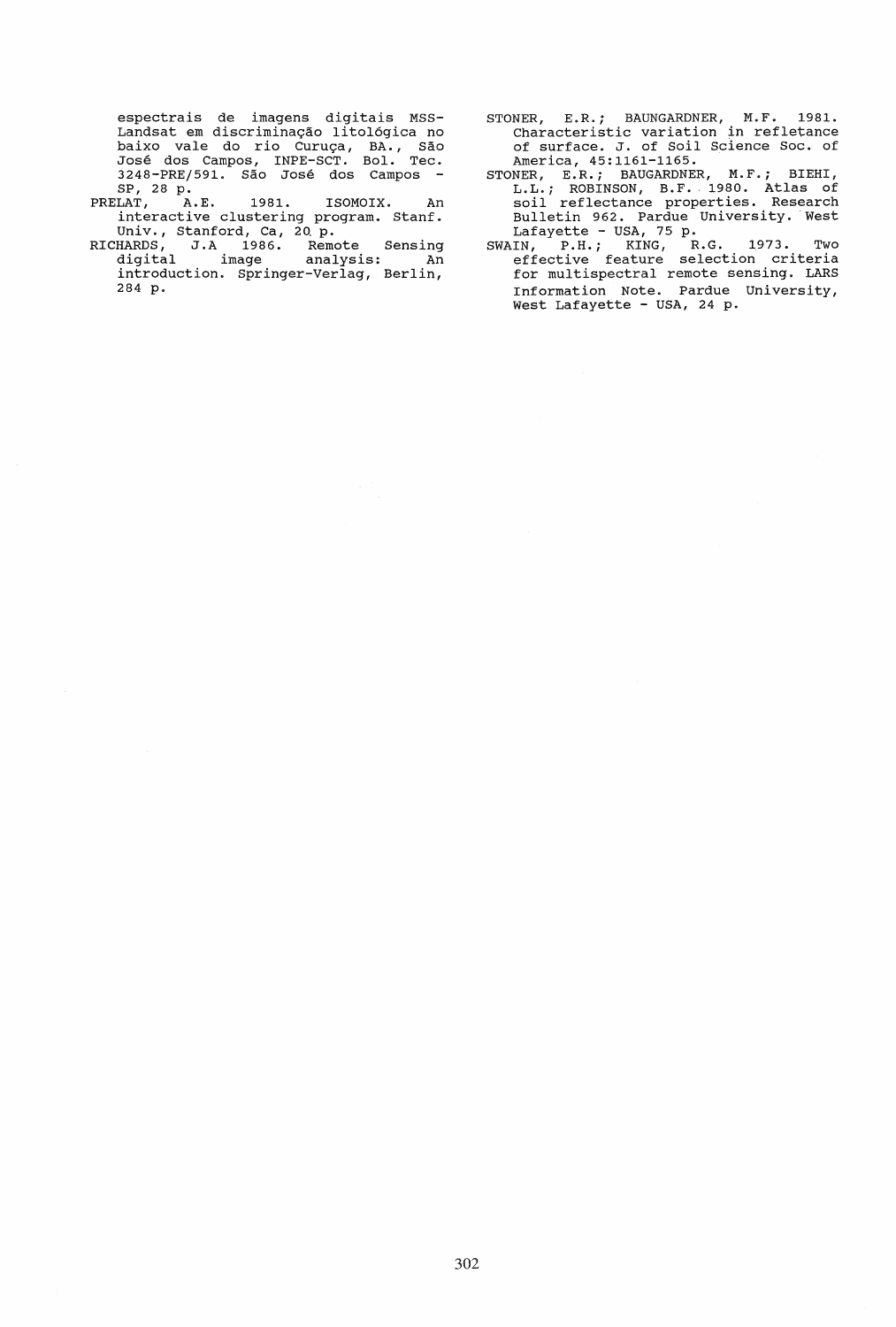espectrais de imagens digitais MSS-Landsat em discriminação litológica no baixo vale do rio Curuça, BA., São José dos Campos, INPE-SCT. Bol. Tec. 3248-PRE/591. São José dos Campos - SP, 28 p.

PRELAT, A.E. 1981. ISOMOIX. An interactive clustering program. Stanf. Univ., Stanford, Ca, 20 p.

RICHARDS, J.A 1986. Remote Sensing digital image analysis: An introduction. Springer-Verlag, Berlin, 284 p.

STONER, E.R.; BAUNGARDNER, M.F. 1981. Characteristic variation in refletance of surface. J. of Soil Science Soc. of America, 45:1161-1165.

STONER, E.R.; BAUGARDNER, M.F.; BIEHI, L.L.; ROBINSON, B.F. 1980. Atlas of soil reflectance properties. Research Bulletin 962. Pardue University. West Lafayette - USA, 75 p.

SWAIN, P.H.; KING, R.G. 1973. Two effective feature selection criteria for multispectral remote sensing. LARS Information Note. Pardue University, West Lafayette - USA, 24 p.